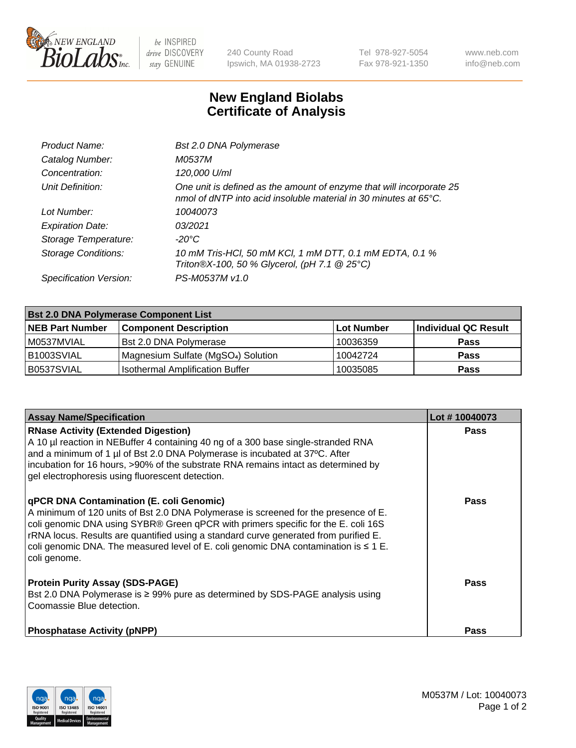New England BioLabs Inc. — be INSPIRED drive DISCOVERY stay GENUINE

240 County Road
Ipswich, MA 01938-2723

Tel 978-927-5054
Fax 978-921-1350

www.neb.com
info@neb.com

# New England Biolabs
# Certificate of Analysis

| | |
|---|---|
| *Product Name:* | *Bst 2.0 DNA Polymerase* |
| *Catalog Number:* | *M0537M* |
| *Concentration:* | *120,000 U/ml* |
| *Unit Definition:* | *One unit is defined as the amount of enzyme that will incorporate 25 nmol of dNTP into acid insoluble material in 30 minutes at 65°C.* |
| *Lot Number:* | *10040073* |
| *Expiration Date:* | *03/2021* |
| *Storage Temperature:* | *-20°C* |
| *Storage Conditions:* | *10 mM Tris-HCl, 50 mM KCl, 1 mM DTT, 0.1 mM EDTA, 0.1 % Triton®X-100, 50 % Glycerol, (pH 7.1 @ 25°C)* |
| *Specification Version:* | *PS-M0537M v1.0* |

| **Bst 2.0 DNA Polymerase Component List** | | | |
|---|---|---|---|
| **NEB Part Number** | **Component Description** | **Lot Number** | **Individual QC Result** |
| M0537MVIAL | Bst 2.0 DNA Polymerase | 10036359 | **Pass** |
| B1003SVIAL | Magnesium Sulfate ($MgSO_4$) Solution | 10042724 | **Pass** |
| B0537SVIAL | Isothermal Amplification Buffer | 10035085 | **Pass** |

| **Assay Name/Specification** | **Lot # 10040073** |
|---|---|
| **RNase Activity (Extended Digestion)**<br>A 10 µl reaction in NEBuffer 4 containing 40 ng of a 300 base single-stranded RNA and a minimum of 1 µl of Bst 2.0 DNA Polymerase is incubated at 37ºC. After incubation for 16 hours, >90% of the substrate RNA remains intact as determined by gel electrophoresis using fluorescent detection. | **Pass** |
| **qPCR DNA Contamination (E. coli Genomic)**<br>A minimum of 120 units of Bst 2.0 DNA Polymerase is screened for the presence of E. coli genomic DNA using SYBR® Green qPCR with primers specific for the E. coli 16S rRNA locus. Results are quantified using a standard curve generated from purified E. coli genomic DNA. The measured level of E. coli genomic DNA contamination is ≤ 1 E. coli genome. | **Pass** |
| **Protein Purity Assay (SDS-PAGE)**<br>Bst 2.0 DNA Polymerase is ≥ 99% pure as determined by SDS-PAGE analysis using Coomassie Blue detection. | **Pass** |
| **Phosphatase Activity (pNPP)** | **Pass** |

M0537M / Lot: 10040073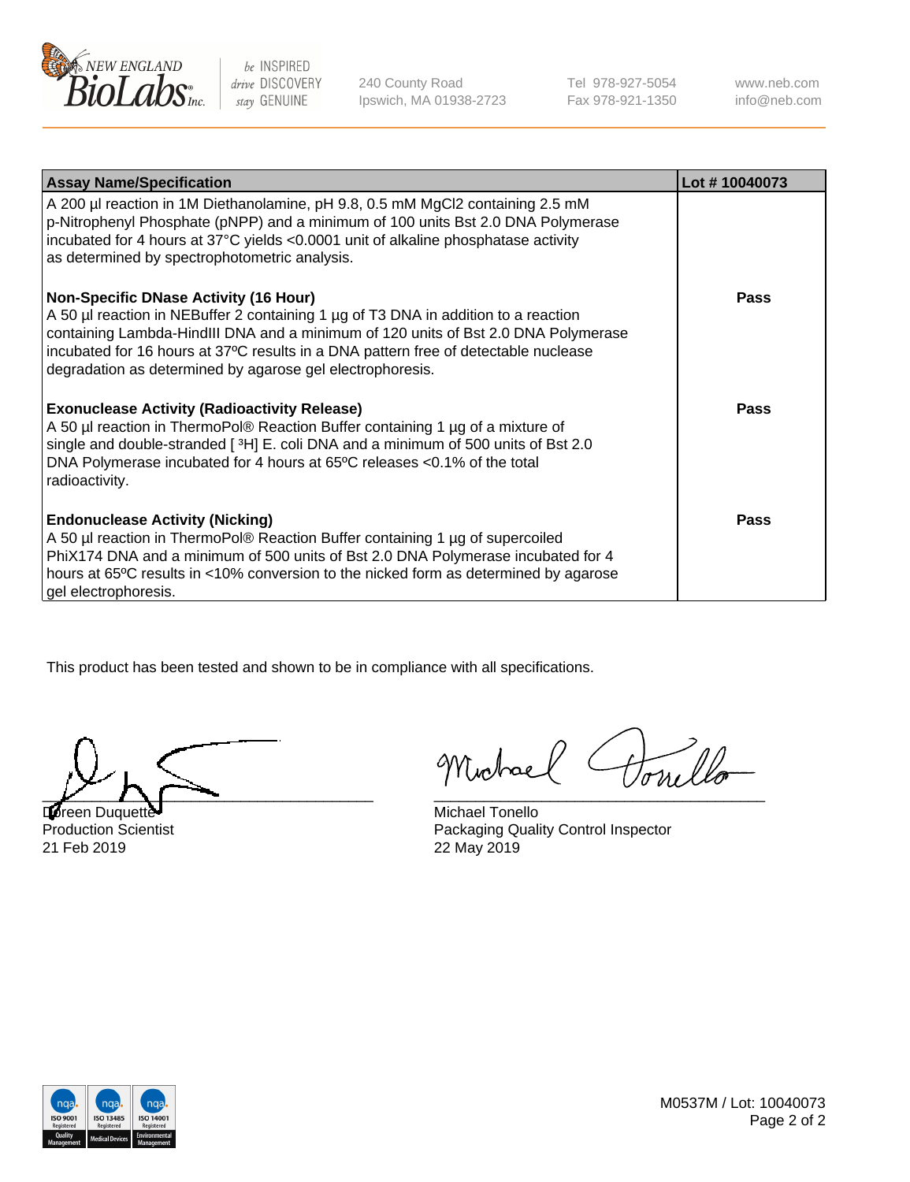| Assay Name/Specification | Lot # 10040073 |
|---|---|
| A 200 µl reaction in 1M Diethanolamine, pH 9.8, 0.5 mM MgCl2 containing 2.5 mM p-Nitrophenyl Phosphate (pNPP) and a minimum of 100 units Bst 2.0 DNA Polymerase incubated for 4 hours at 37°C yields <0.0001 unit of alkaline phosphatase activity as determined by spectrophotometric analysis. | |
| **Non-Specific DNase Activity (16 Hour)**<br>A 50 µl reaction in NEBuffer 2 containing 1 µg of T3 DNA in addition to a reaction containing Lambda-HindIII DNA and a minimum of 120 units of Bst 2.0 DNA Polymerase incubated for 16 hours at 37ºC results in a DNA pattern free of detectable nuclease degradation as determined by agarose gel electrophoresis. | **Pass** |
| **Exonuclease Activity (Radioactivity Release)**<br>A 50 µl reaction in ThermoPol® Reaction Buffer containing 1 µg of a mixture of single and double-stranded [ $^{3}$H] E. coli DNA and a minimum of 500 units of Bst 2.0 DNA Polymerase incubated for 4 hours at 65ºC releases <0.1% of the total radioactivity. | **Pass** |
| **Endonuclease Activity (Nicking)**<br>A 50 µl reaction in ThermoPol® Reaction Buffer containing 1 µg of supercoiled PhiX174 DNA and a minimum of 500 units of Bst 2.0 DNA Polymerase incubated for 4 hours at 65ºC results in <10% conversion to the nicked form as determined by agarose gel electrophoresis. | **Pass** |

This product has been tested and shown to be in compliance with all specifications.

Doreen Duquette
Production Scientist
21 Feb 2019

Michael Tonello
Packaging Quality Control Inspector
22 May 2019

M0537M / Lot: 10040073